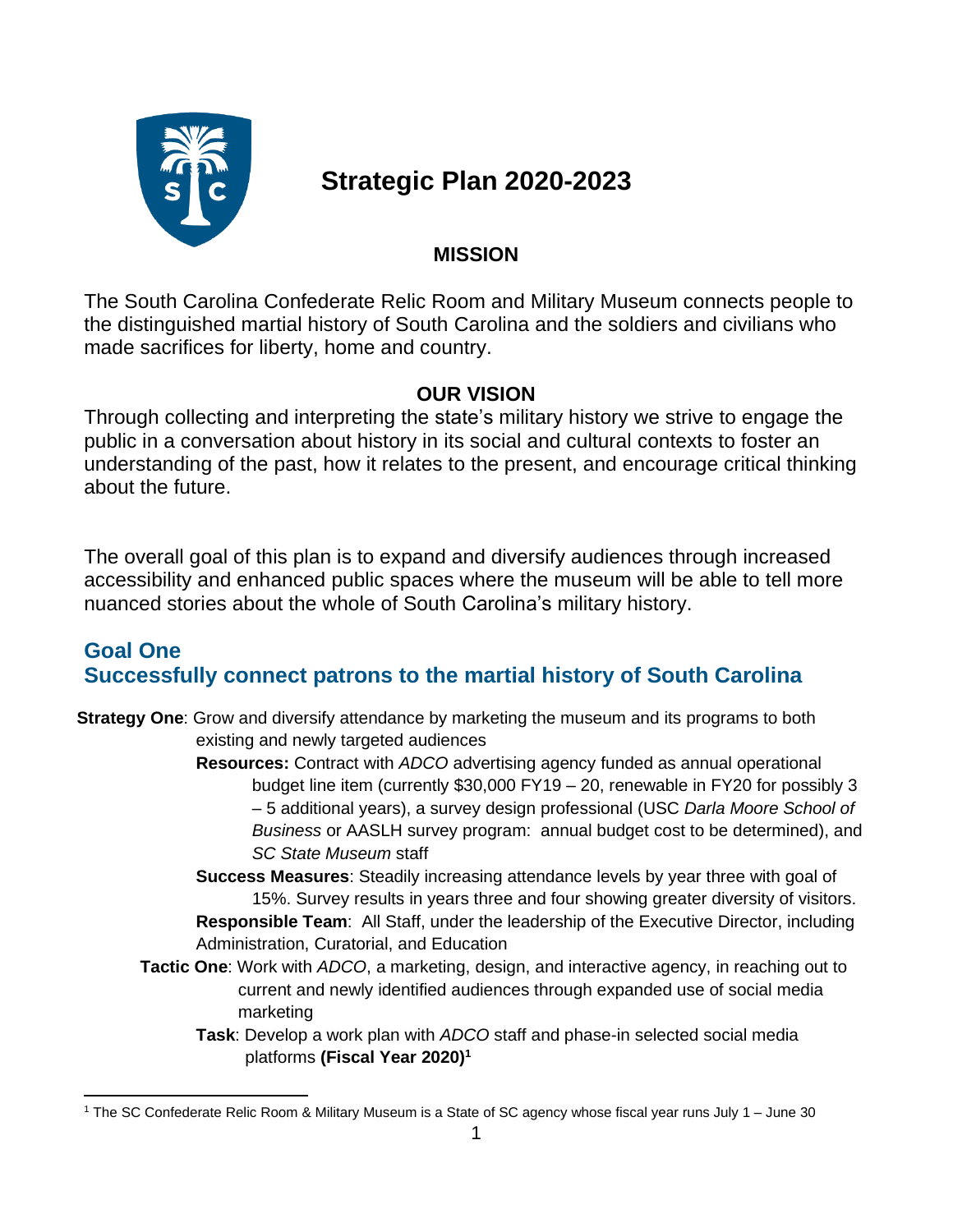# Strategic Plan 2020-2023

## MISSION

The South Carolina Confederate Relic Room and Military Museum connects people to the distinguished martial history of South Carolina and the soldiers and civilians who made sacrifices for liberty, home and country.

## OUR VISION

Through collecting and interpreting the state's military history we strive to engage the public in a conversation about history in its social and cultural contexts to foster an understanding of the past, how it relates to the present, and encourage critical thinking about the future.

The overall goal of this plan is to expand and diversify audiences through increased accessibility and enhanced public spaces where the museum will be able to tell more nuanced stories about the whole of South Carolina's military history.

## Goal One
## Successfully connect patrons to the martial history of South Carolina

**Strategy One**: Grow and diversify attendance by marketing the museum and its programs to both existing and newly targeted audiences

- **Resources:** Contract with *ADCO* advertising agency funded as annual operational budget line item (currently $30,000 FY19 – 20, renewable in FY20 for possibly 3 – 5 additional years), a survey design professional (USC *Darla Moore School of Business* or AASLH survey program: annual budget cost to be determined), and *SC State Museum* staff
- **Success Measures**: Steadily increasing attendance levels by year three with goal of 15%. Survey results in years three and four showing greater diversity of visitors.
- **Responsible Team**: All Staff, under the leadership of the Executive Director, including Administration, Curatorial, and Education

**Tactic One**: Work with *ADCO*, a marketing, design, and interactive agency, in reaching out to current and newly identified audiences through expanded use of social media marketing

- **Task**: Develop a work plan with *ADCO* staff and phase-in selected social media platforms **(Fiscal Year 2020)**[1]

---

[1] The SC Confederate Relic Room & Military Museum is a State of SC agency whose fiscal year runs July 1 – June 30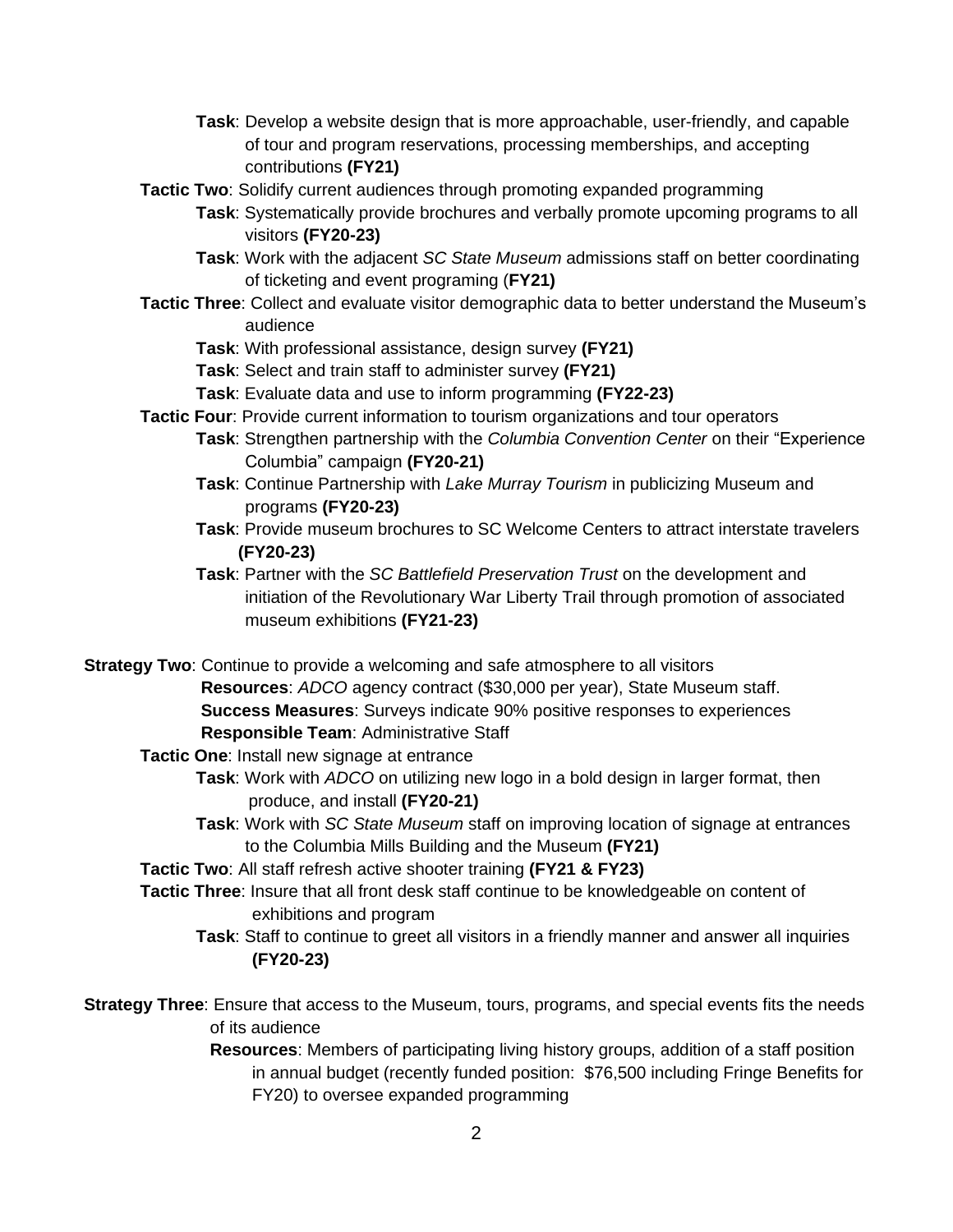- **Task**: Develop a website design that is more approachable, user-friendly, and capable of tour and program reservations, processing memberships, and accepting contributions **(FY21)**

**Tactic Two**: Solidify current audiences through promoting expanded programming

- **Task**: Systematically provide brochures and verbally promote upcoming programs to all visitors **(FY20-23)**
- **Task**: Work with the adjacent *SC State Museum* admissions staff on better coordinating of ticketing and event programing (**FY21)**

**Tactic Three**: Collect and evaluate visitor demographic data to better understand the Museum's audience

- **Task**: With professional assistance, design survey **(FY21)**
- **Task**: Select and train staff to administer survey **(FY21)**
- **Task**: Evaluate data and use to inform programming **(FY22-23)**

**Tactic Four**: Provide current information to tourism organizations and tour operators

- **Task**: Strengthen partnership with the *Columbia Convention Center* on their "Experience Columbia" campaign **(FY20-21)**
- **Task**: Continue Partnership with *Lake Murray Tourism* in publicizing Museum and programs **(FY20-23)**
- **Task**: Provide museum brochures to SC Welcome Centers to attract interstate travelers **(FY20-23)**
- **Task**: Partner with the *SC Battlefield Preservation Trust* on the development and initiation of the Revolutionary War Liberty Trail through promotion of associated museum exhibitions **(FY21-23)**

**Strategy Two**: Continue to provide a welcoming and safe atmosphere to all visitors

**Resources**: *ADCO* agency contract ($30,000 per year), State Museum staff.
**Success Measures**: Surveys indicate 90% positive responses to experiences
**Responsible Team**: Administrative Staff

**Tactic One**: Install new signage at entrance

- **Task**: Work with *ADCO* on utilizing new logo in a bold design in larger format, then produce, and install **(FY20-21)**
- **Task**: Work with *SC State Museum* staff on improving location of signage at entrances to the Columbia Mills Building and the Museum **(FY21)**

**Tactic Two**: All staff refresh active shooter training **(FY21 & FY23)**

**Tactic Three**: Insure that all front desk staff continue to be knowledgeable on content of exhibitions and program

- **Task**: Staff to continue to greet all visitors in a friendly manner and answer all inquiries **(FY20-23)**

**Strategy Three**: Ensure that access to the Museum, tours, programs, and special events fits the needs of its audience

**Resources**: Members of participating living history groups, addition of a staff position in annual budget (recently funded position: $76,500 including Fringe Benefits for FY20) to oversee expanded programming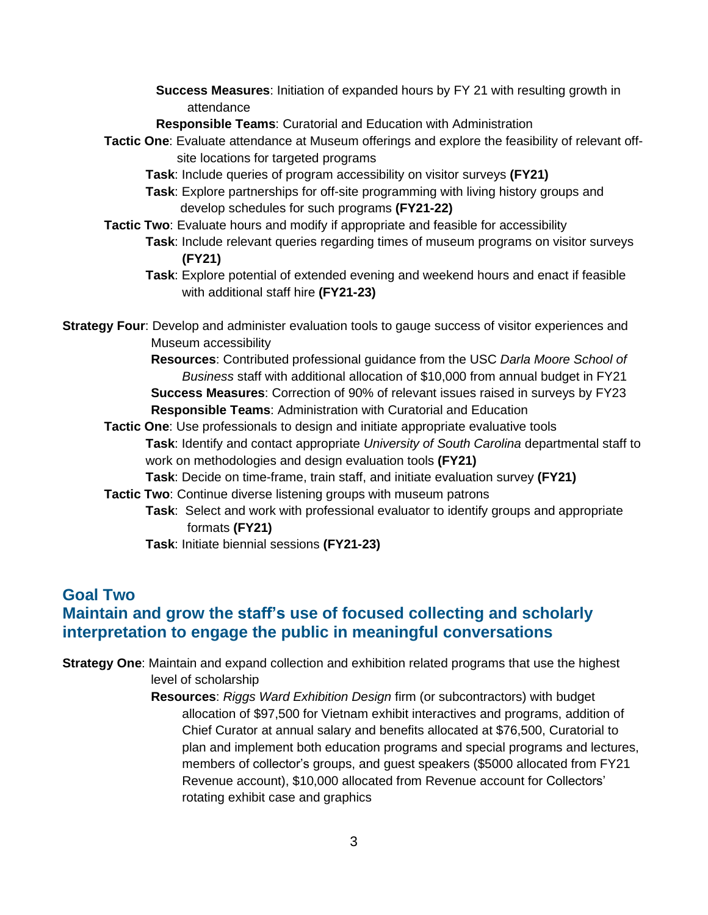**Success Measures**: Initiation of expanded hours by FY 21 with resulting growth in attendance

**Responsible Teams**: Curatorial and Education with Administration

**Tactic One**: Evaluate attendance at Museum offerings and explore the feasibility of relevant off-site locations for targeted programs

- **Task**: Include queries of program accessibility on visitor surveys **(FY21)**
- **Task**: Explore partnerships for off-site programming with living history groups and develop schedules for such programs **(FY21-22)**

**Tactic Two**: Evaluate hours and modify if appropriate and feasible for accessibility

- **Task**: Include relevant queries regarding times of museum programs on visitor surveys **(FY21)**
- **Task**: Explore potential of extended evening and weekend hours and enact if feasible with additional staff hire **(FY21-23)**

**Strategy Four**: Develop and administer evaluation tools to gauge success of visitor experiences and Museum accessibility

**Resources**: Contributed professional guidance from the USC *Darla Moore School of Business* staff with additional allocation of $10,000 from annual budget in FY21

**Success Measures**: Correction of 90% of relevant issues raised in surveys by FY23

**Responsible Teams**: Administration with Curatorial and Education

**Tactic One**: Use professionals to design and initiate appropriate evaluative tools

- **Task**: Identify and contact appropriate *University of South Carolina* departmental staff to work on methodologies and design evaluation tools **(FY21)**
- **Task**: Decide on time-frame, train staff, and initiate evaluation survey **(FY21)**

**Tactic Two**: Continue diverse listening groups with museum patrons

- **Task**: Select and work with professional evaluator to identify groups and appropriate formats **(FY21)**
- **Task**: Initiate biennial sessions **(FY21-23)**

## Goal Two
## Maintain and grow the staff's use of focused collecting and scholarly interpretation to engage the public in meaningful conversations

**Strategy One**: Maintain and expand collection and exhibition related programs that use the highest level of scholarship

**Resources**: *Riggs Ward Exhibition Design* firm (or subcontractors) with budget allocation of $97,500 for Vietnam exhibit interactives and programs, addition of Chief Curator at annual salary and benefits allocated at $76,500, Curatorial to plan and implement both education programs and special programs and lectures, members of collector's groups, and guest speakers ($5000 allocated from FY21 Revenue account), $10,000 allocated from Revenue account for Collectors' rotating exhibit case and graphics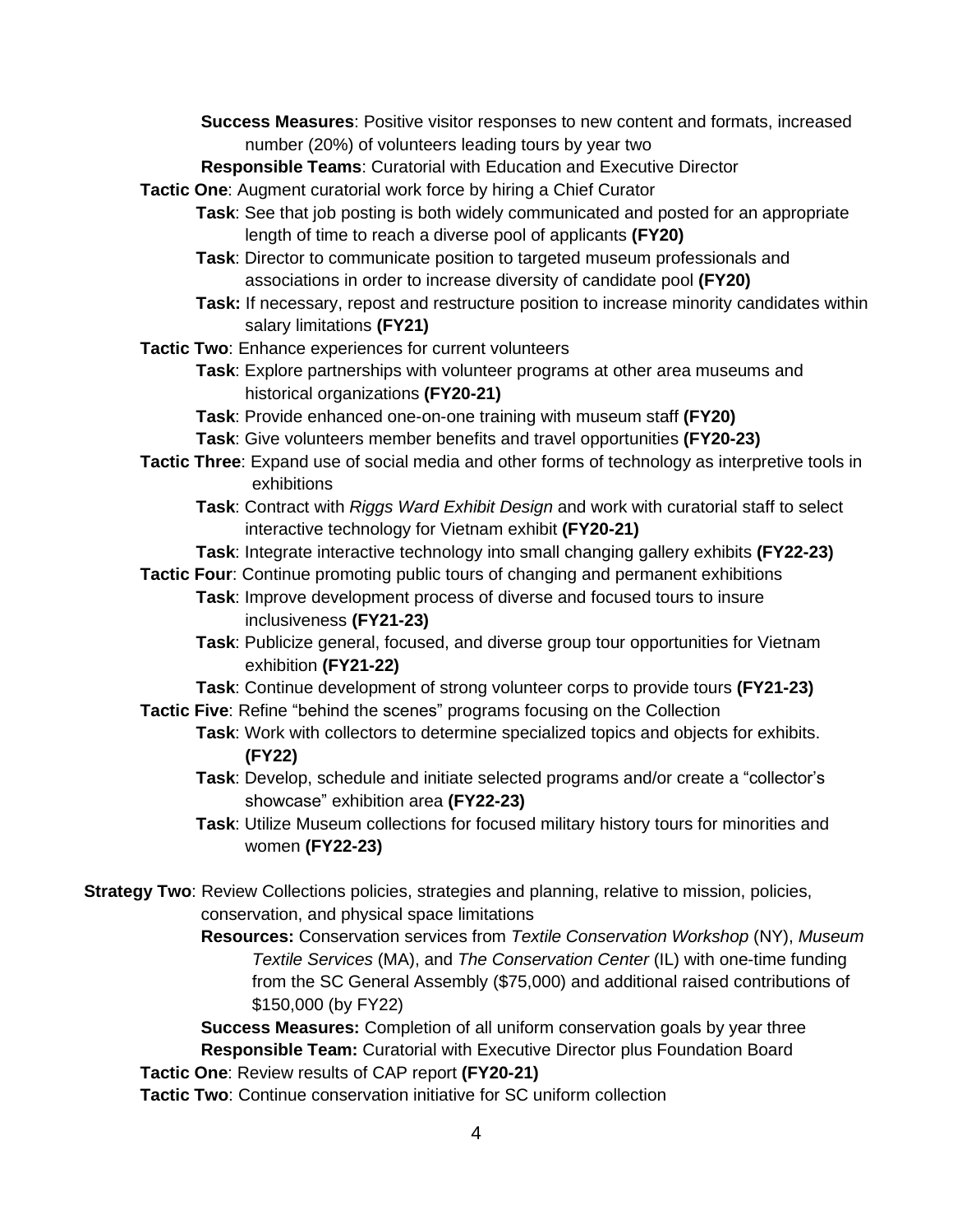**Success Measures**: Positive visitor responses to new content and formats, increased number (20%) of volunteers leading tours by year two

**Responsible Teams**: Curatorial with Education and Executive Director

**Tactic One**: Augment curatorial work force by hiring a Chief Curator

- **Task**: See that job posting is both widely communicated and posted for an appropriate length of time to reach a diverse pool of applicants **(FY20)**
- **Task**: Director to communicate position to targeted museum professionals and associations in order to increase diversity of candidate pool **(FY20)**
- **Task:** If necessary, repost and restructure position to increase minority candidates within salary limitations **(FY21)**

**Tactic Two**: Enhance experiences for current volunteers

- **Task**: Explore partnerships with volunteer programs at other area museums and historical organizations **(FY20-21)**
- **Task**: Provide enhanced one-on-one training with museum staff **(FY20)**
- **Task**: Give volunteers member benefits and travel opportunities **(FY20-23)**

**Tactic Three**: Expand use of social media and other forms of technology as interpretive tools in exhibitions

- **Task**: Contract with *Riggs Ward Exhibit Design* and work with curatorial staff to select interactive technology for Vietnam exhibit **(FY20-21)**
- **Task**: Integrate interactive technology into small changing gallery exhibits **(FY22-23)**

**Tactic Four**: Continue promoting public tours of changing and permanent exhibitions

- **Task**: Improve development process of diverse and focused tours to insure inclusiveness **(FY21-23)**
- **Task**: Publicize general, focused, and diverse group tour opportunities for Vietnam exhibition **(FY21-22)**
- **Task**: Continue development of strong volunteer corps to provide tours **(FY21-23)**

**Tactic Five**: Refine "behind the scenes" programs focusing on the Collection

- **Task**: Work with collectors to determine specialized topics and objects for exhibits. **(FY22)**
- **Task**: Develop, schedule and initiate selected programs and/or create a "collector's showcase" exhibition area **(FY22-23)**
- **Task**: Utilize Museum collections for focused military history tours for minorities and women **(FY22-23)**

**Strategy Two**: Review Collections policies, strategies and planning, relative to mission, policies, conservation, and physical space limitations

**Resources:** Conservation services from *Textile Conservation Workshop* (NY), *Museum Textile Services* (MA), and *The Conservation Center* (IL) with one-time funding from the SC General Assembly ($75,000) and additional raised contributions of $150,000 (by FY22)

**Success Measures:** Completion of all uniform conservation goals by year three

**Responsible Team:** Curatorial with Executive Director plus Foundation Board

**Tactic One**: Review results of CAP report **(FY20-21)**

**Tactic Two**: Continue conservation initiative for SC uniform collection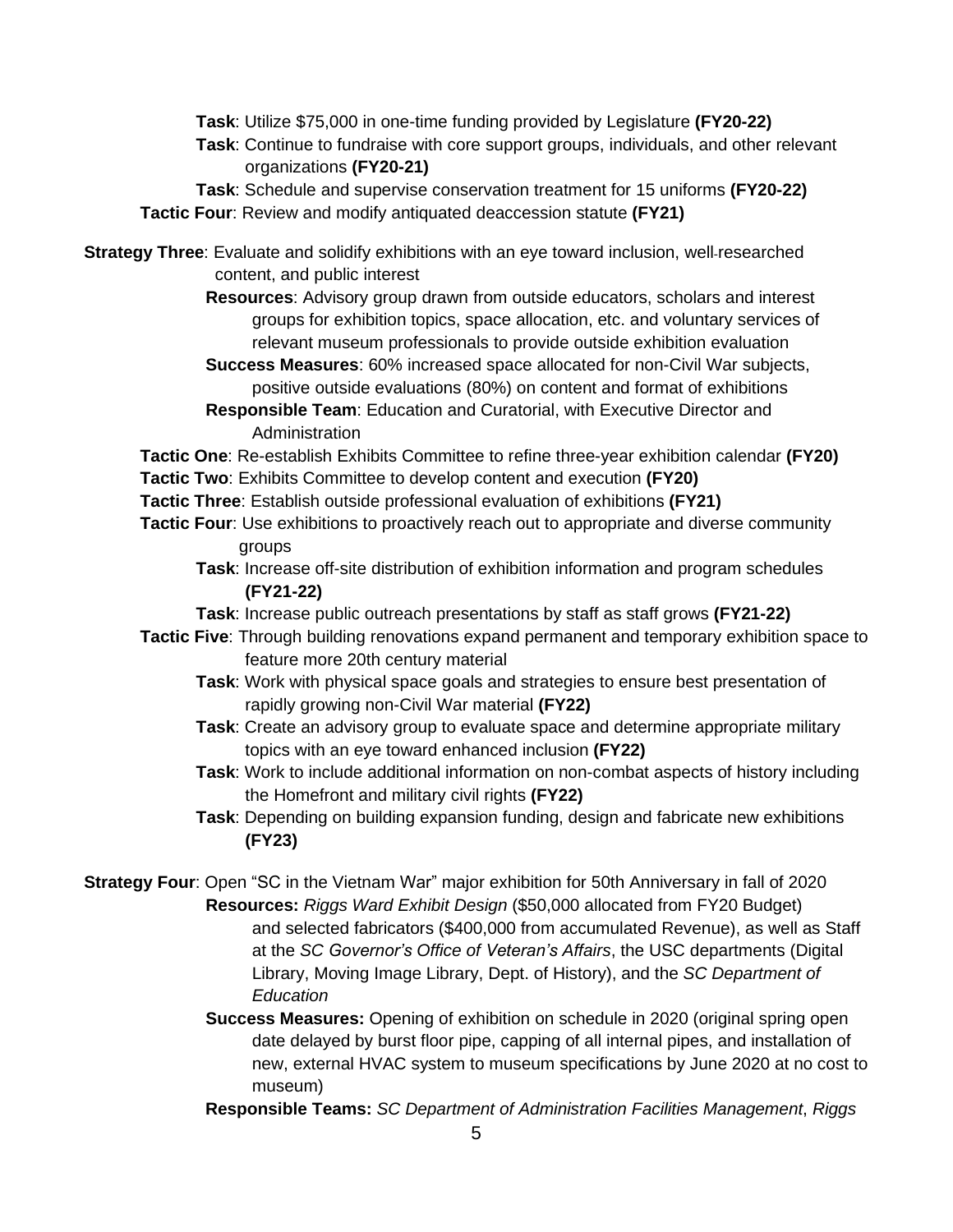**Task**: Utilize $75,000 in one-time funding provided by Legislature **(FY20-22)**

**Task**: Continue to fundraise with core support groups, individuals, and other relevant organizations **(FY20-21)**

**Task**: Schedule and supervise conservation treatment for 15 uniforms **(FY20-22)**

**Tactic Four**: Review and modify antiquated deaccession statute **(FY21)**

**Strategy Three**: Evaluate and solidify exhibitions with an eye toward inclusion, well-researched content, and public interest

**Resources**: Advisory group drawn from outside educators, scholars and interest groups for exhibition topics, space allocation, etc. and voluntary services of relevant museum professionals to provide outside exhibition evaluation

**Success Measures**: 60% increased space allocated for non-Civil War subjects, positive outside evaluations (80%) on content and format of exhibitions

**Responsible Team**: Education and Curatorial, with Executive Director and Administration

**Tactic One**: Re-establish Exhibits Committee to refine three-year exhibition calendar **(FY20)**

**Tactic Two**: Exhibits Committee to develop content and execution **(FY20)**

**Tactic Three**: Establish outside professional evaluation of exhibitions **(FY21)**

**Tactic Four**: Use exhibitions to proactively reach out to appropriate and diverse community groups

**Task**: Increase off-site distribution of exhibition information and program schedules **(FY21-22)**

**Task**: Increase public outreach presentations by staff as staff grows **(FY21-22)**

**Tactic Five**: Through building renovations expand permanent and temporary exhibition space to feature more 20th century material

**Task**: Work with physical space goals and strategies to ensure best presentation of rapidly growing non-Civil War material **(FY22)**

**Task**: Create an advisory group to evaluate space and determine appropriate military topics with an eye toward enhanced inclusion **(FY22)**

**Task**: Work to include additional information on non-combat aspects of history including the Homefront and military civil rights **(FY22)**

**Task**: Depending on building expansion funding, design and fabricate new exhibitions **(FY23)**

**Strategy Four**: Open "SC in the Vietnam War" major exhibition for 50th Anniversary in fall of 2020

**Resources:** *Riggs Ward Exhibit Design* ($50,000 allocated from FY20 Budget) and selected fabricators ($400,000 from accumulated Revenue), as well as Staff at the *SC Governor's Office of Veteran's Affairs*, the USC departments (Digital Library, Moving Image Library, Dept. of History), and the *SC Department of Education*

**Success Measures:** Opening of exhibition on schedule in 2020 (original spring open date delayed by burst floor pipe, capping of all internal pipes, and installation of new, external HVAC system to museum specifications by June 2020 at no cost to museum)

**Responsible Teams:** *SC Department of Administration Facilities Management*, *Riggs*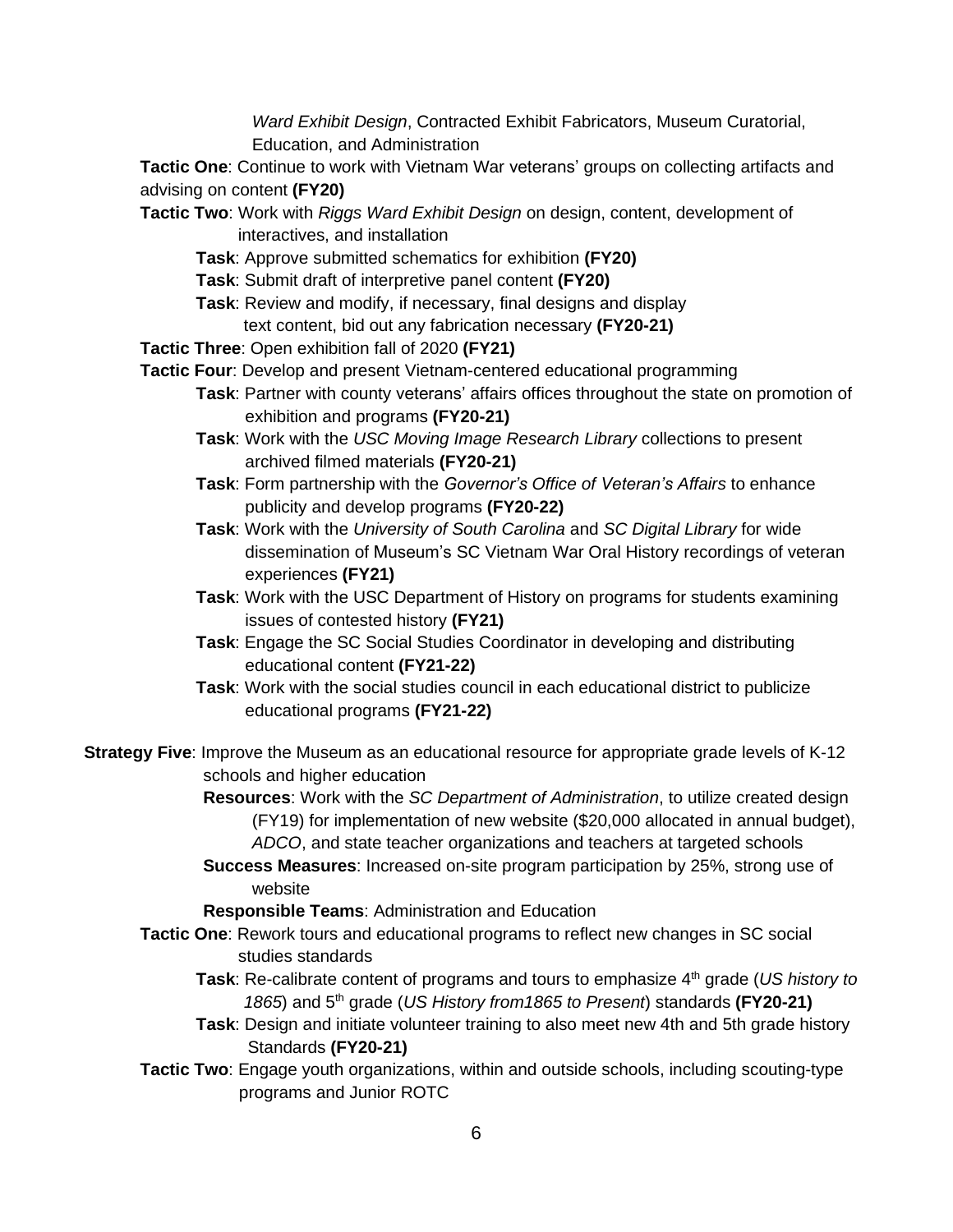*Ward Exhibit Design*, Contracted Exhibit Fabricators, Museum Curatorial, Education, and Administration

**Tactic One**: Continue to work with Vietnam War veterans' groups on collecting artifacts and advising on content **(FY20)**

**Tactic Two**: Work with *Riggs Ward Exhibit Design* on design, content, development of interactives, and installation

- **Task**: Approve submitted schematics for exhibition **(FY20)**
- **Task**: Submit draft of interpretive panel content **(FY20)**
- **Task**: Review and modify, if necessary, final designs and display text content, bid out any fabrication necessary **(FY20-21)**

**Tactic Three**: Open exhibition fall of 2020 **(FY21)**

**Tactic Four**: Develop and present Vietnam-centered educational programming

- **Task**: Partner with county veterans' affairs offices throughout the state on promotion of exhibition and programs **(FY20-21)**
- **Task**: Work with the *USC Moving Image Research Library* collections to present archived filmed materials **(FY20-21)**
- **Task**: Form partnership with the *Governor's Office of Veteran's Affairs* to enhance publicity and develop programs **(FY20-22)**
- **Task**: Work with the *University of South Carolina* and *SC Digital Library* for wide dissemination of Museum's SC Vietnam War Oral History recordings of veteran experiences **(FY21)**
- **Task**: Work with the USC Department of History on programs for students examining issues of contested history **(FY21)**
- **Task**: Engage the SC Social Studies Coordinator in developing and distributing educational content **(FY21-22)**
- **Task**: Work with the social studies council in each educational district to publicize educational programs **(FY21-22)**

**Strategy Five**: Improve the Museum as an educational resource for appropriate grade levels of K-12 schools and higher education

**Resources**: Work with the *SC Department of Administration*, to utilize created design (FY19) for implementation of new website ($20,000 allocated in annual budget), *ADCO*, and state teacher organizations and teachers at targeted schools

**Success Measures**: Increased on-site program participation by 25%, strong use of website

**Responsible Teams**: Administration and Education

**Tactic One**: Rework tours and educational programs to reflect new changes in SC social studies standards

- **Task**: Re-calibrate content of programs and tours to emphasize 4th grade (*US history to 1865*) and 5th grade (*US History from1865 to Present*) standards **(FY20-21)**
- **Task**: Design and initiate volunteer training to also meet new 4th and 5th grade history Standards **(FY20-21)**

**Tactic Two**: Engage youth organizations, within and outside schools, including scouting-type programs and Junior ROTC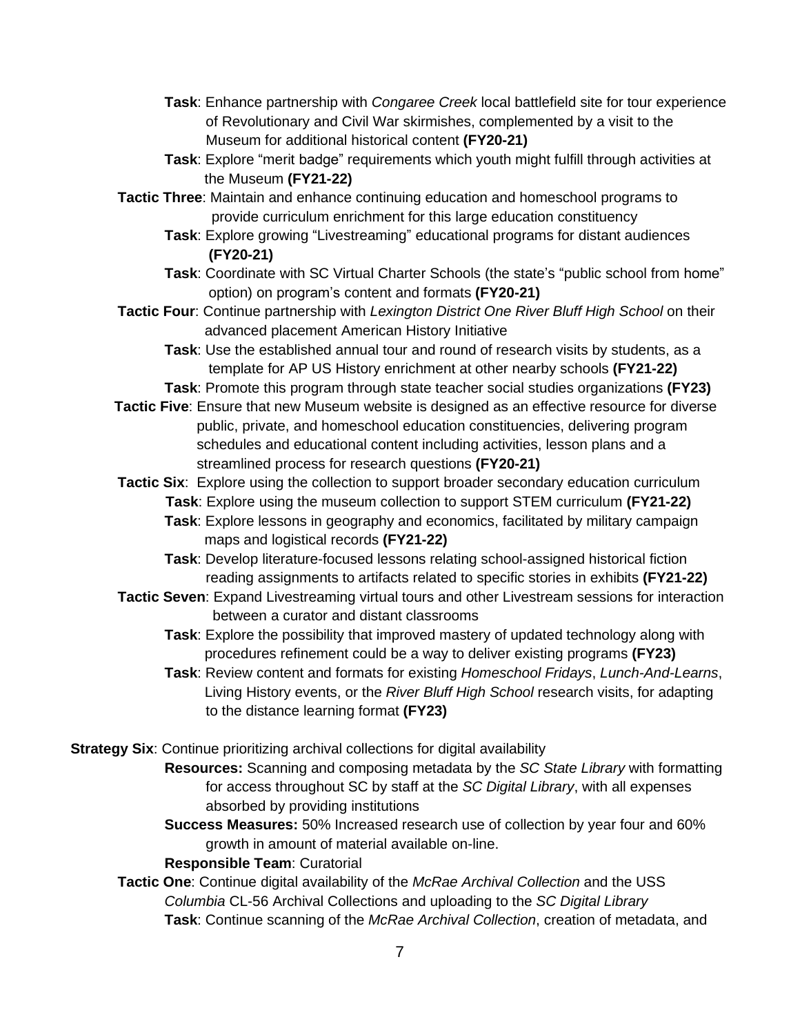- **Task**: Enhance partnership with *Congaree Creek* local battlefield site for tour experience of Revolutionary and Civil War skirmishes, complemented by a visit to the Museum for additional historical content **(FY20-21)**
- **Task**: Explore "merit badge" requirements which youth might fulfill through activities at the Museum **(FY21-22)**

**Tactic Three**: Maintain and enhance continuing education and homeschool programs to provide curriculum enrichment for this large education constituency

- **Task**: Explore growing "Livestreaming" educational programs for distant audiences **(FY20-21)**
- **Task**: Coordinate with SC Virtual Charter Schools (the state's "public school from home" option) on program's content and formats **(FY20-21)**

**Tactic Four**: Continue partnership with *Lexington District One River Bluff High School* on their advanced placement American History Initiative

- **Task**: Use the established annual tour and round of research visits by students, as a template for AP US History enrichment at other nearby schools **(FY21-22)**
- **Task**: Promote this program through state teacher social studies organizations **(FY23)**

**Tactic Five**: Ensure that new Museum website is designed as an effective resource for diverse public, private, and homeschool education constituencies, delivering program schedules and educational content including activities, lesson plans and a streamlined process for research questions **(FY20-21)**

**Tactic Six**: Explore using the collection to support broader secondary education curriculum

- **Task**: Explore using the museum collection to support STEM curriculum **(FY21-22)**
- **Task**: Explore lessons in geography and economics, facilitated by military campaign maps and logistical records **(FY21-22)**
- **Task**: Develop literature-focused lessons relating school-assigned historical fiction reading assignments to artifacts related to specific stories in exhibits **(FY21-22)**

**Tactic Seven**: Expand Livestreaming virtual tours and other Livestream sessions for interaction between a curator and distant classrooms

- **Task**: Explore the possibility that improved mastery of updated technology along with procedures refinement could be a way to deliver existing programs **(FY23)**
- **Task**: Review content and formats for existing *Homeschool Fridays*, *Lunch-And-Learns*, Living History events, or the *River Bluff High School* research visits, for adapting to the distance learning format **(FY23)**

**Strategy Six**: Continue prioritizing archival collections for digital availability

**Resources:** Scanning and composing metadata by the *SC State Library* with formatting for access throughout SC by staff at the *SC Digital Library*, with all expenses absorbed by providing institutions

**Success Measures:** 50% Increased research use of collection by year four and 60% growth in amount of material available on-line.

**Responsible Team**: Curatorial

**Tactic One**: Continue digital availability of the *McRae Archival Collection* and the USS *Columbia* CL-56 Archival Collections and uploading to the *SC Digital Library*

- **Task**: Continue scanning of the *McRae Archival Collection*, creation of metadata, and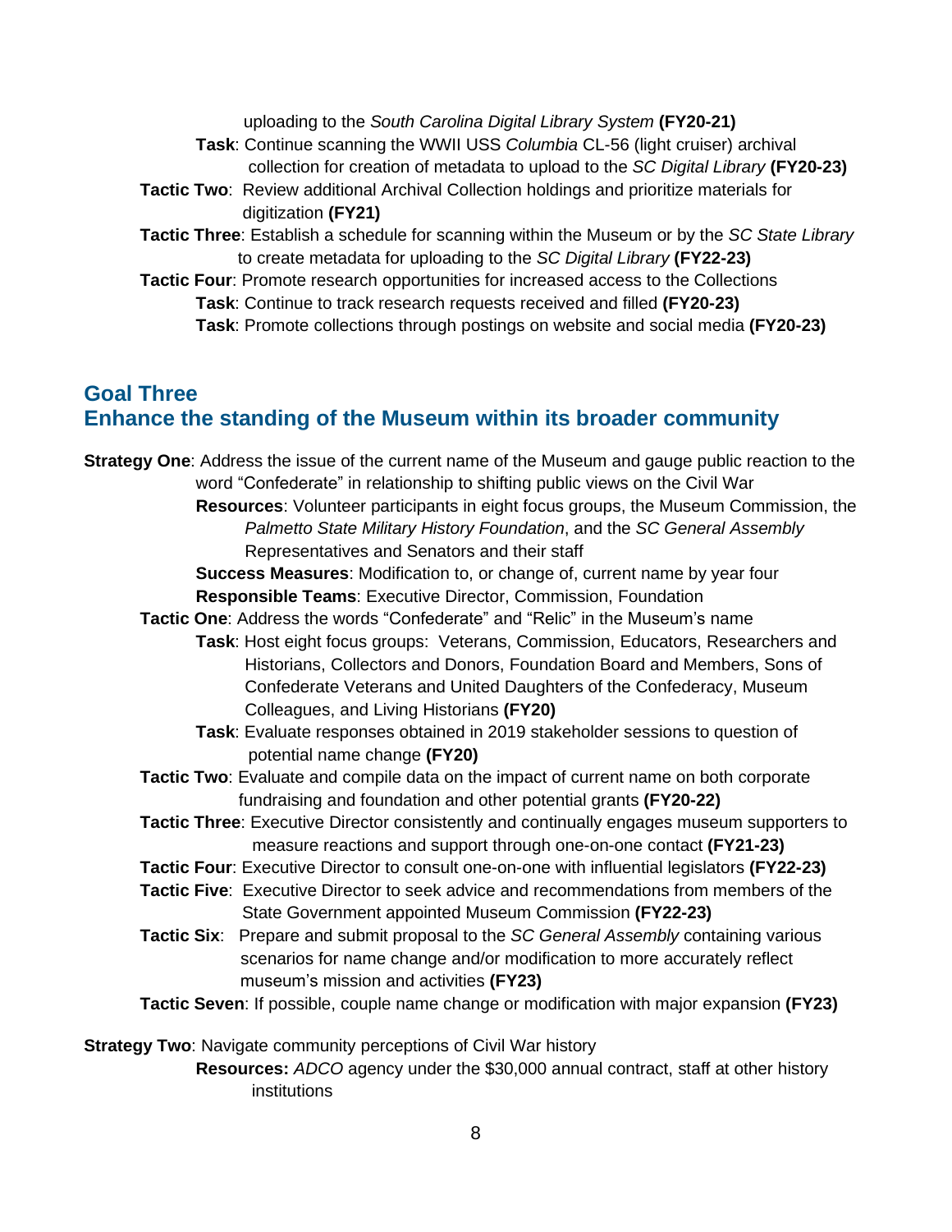uploading to the *South Carolina Digital Library System* **(FY20-21)**

**Task**: Continue scanning the WWII USS *Columbia* CL-56 (light cruiser) archival collection for creation of metadata to upload to the *SC Digital Library* **(FY20-23)**

**Tactic Two**: Review additional Archival Collection holdings and prioritize materials for digitization **(FY21)**

**Tactic Three**: Establish a schedule for scanning within the Museum or by the *SC State Library* to create metadata for uploading to the *SC Digital Library* **(FY22-23)**

**Tactic Four**: Promote research opportunities for increased access to the Collections

**Task**: Continue to track research requests received and filled **(FY20-23)**

**Task**: Promote collections through postings on website and social media **(FY20-23)**

## Goal Three
## Enhance the standing of the Museum within its broader community

**Strategy One**: Address the issue of the current name of the Museum and gauge public reaction to the word "Confederate" in relationship to shifting public views on the Civil War

**Resources**: Volunteer participants in eight focus groups, the Museum Commission, the *Palmetto State Military History Foundation*, and the *SC General Assembly* Representatives and Senators and their staff

**Success Measures**: Modification to, or change of, current name by year four

**Responsible Teams**: Executive Director, Commission, Foundation

**Tactic One**: Address the words "Confederate" and "Relic" in the Museum's name

**Task**: Host eight focus groups: Veterans, Commission, Educators, Researchers and Historians, Collectors and Donors, Foundation Board and Members, Sons of Confederate Veterans and United Daughters of the Confederacy, Museum Colleagues, and Living Historians **(FY20)**

**Task**: Evaluate responses obtained in 2019 stakeholder sessions to question of potential name change **(FY20)**

**Tactic Two**: Evaluate and compile data on the impact of current name on both corporate fundraising and foundation and other potential grants **(FY20-22)**

**Tactic Three**: Executive Director consistently and continually engages museum supporters to measure reactions and support through one-on-one contact **(FY21-23)**

**Tactic Four**: Executive Director to consult one-on-one with influential legislators **(FY22-23)**

**Tactic Five**: Executive Director to seek advice and recommendations from members of the State Government appointed Museum Commission **(FY22-23)**

**Tactic Six**: Prepare and submit proposal to the *SC General Assembly* containing various scenarios for name change and/or modification to more accurately reflect museum's mission and activities **(FY23)**

**Tactic Seven**: If possible, couple name change or modification with major expansion **(FY23)**

**Strategy Two**: Navigate community perceptions of Civil War history

**Resources:** *ADCO* agency under the $30,000 annual contract, staff at other history institutions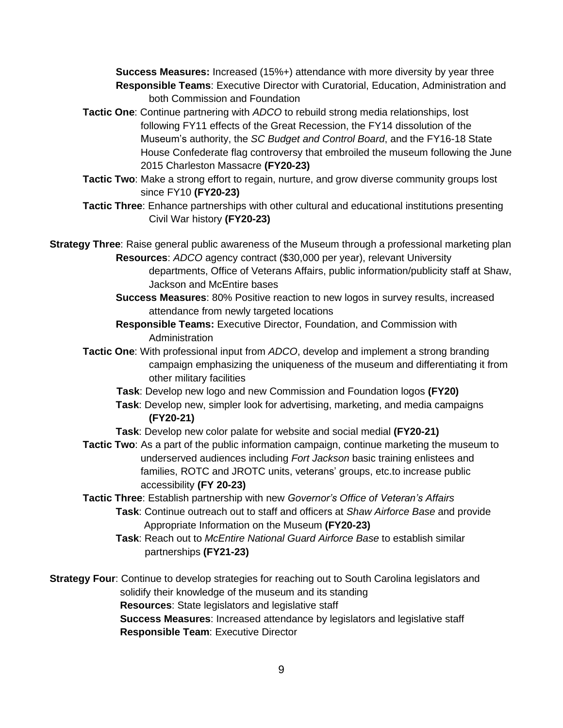**Success Measures:** Increased (15%+) attendance with more diversity by year three
**Responsible Teams**: Executive Director with Curatorial, Education, Administration and both Commission and Foundation

**Tactic One**: Continue partnering with *ADCO* to rebuild strong media relationships, lost following FY11 effects of the Great Recession, the FY14 dissolution of the Museum's authority, the *SC Budget and Control Board*, and the FY16-18 State House Confederate flag controversy that embroiled the museum following the June 2015 Charleston Massacre **(FY20-23)**

**Tactic Two**: Make a strong effort to regain, nurture, and grow diverse community groups lost since FY10 **(FY20-23)**

**Tactic Three**: Enhance partnerships with other cultural and educational institutions presenting Civil War history **(FY20-23)**

**Strategy Three**: Raise general public awareness of the Museum through a professional marketing plan

**Resources**: *ADCO* agency contract ($30,000 per year), relevant University departments, Office of Veterans Affairs, public information/publicity staff at Shaw, Jackson and McEntire bases
**Success Measures**: 80% Positive reaction to new logos in survey results, increased attendance from newly targeted locations
**Responsible Teams:** Executive Director, Foundation, and Commission with Administration

**Tactic One**: With professional input from *ADCO*, develop and implement a strong branding campaign emphasizing the uniqueness of the museum and differentiating it from other military facilities

- **Task**: Develop new logo and new Commission and Foundation logos **(FY20)**
- **Task**: Develop new, simpler look for advertising, marketing, and media campaigns **(FY20-21)**
- **Task**: Develop new color palate for website and social medial **(FY20-21)**

**Tactic Two**: As a part of the public information campaign, continue marketing the museum to underserved audiences including *Fort Jackson* basic training enlistees and families, ROTC and JROTC units, veterans' groups, etc.to increase public accessibility **(FY 20-23)**

**Tactic Three**: Establish partnership with new *Governor's Office of Veteran's Affairs*

- **Task**: Continue outreach out to staff and officers at *Shaw Airforce Base* and provide Appropriate Information on the Museum **(FY20-23)**
- **Task**: Reach out to *McEntire National Guard Airforce Base* to establish similar partnerships **(FY21-23)**

**Strategy Four**: Continue to develop strategies for reaching out to South Carolina legislators and solidify their knowledge of the museum and its standing

**Resources**: State legislators and legislative staff
**Success Measures**: Increased attendance by legislators and legislative staff
**Responsible Team**: Executive Director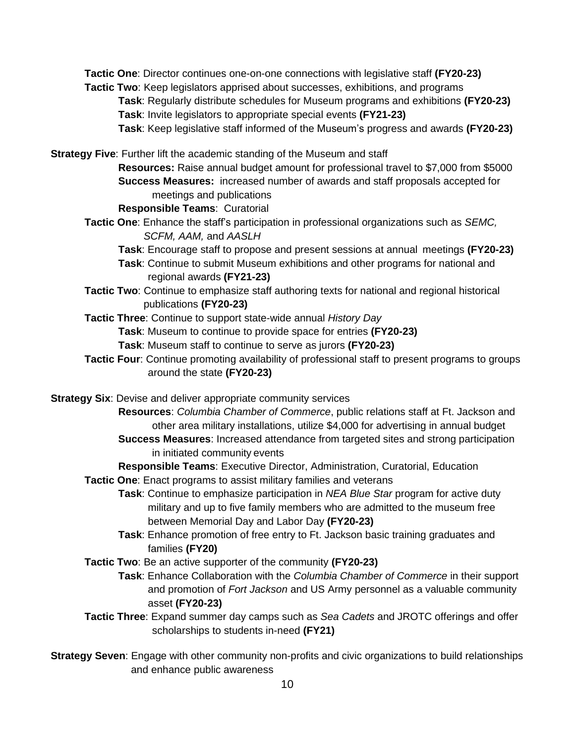**Tactic One**: Director continues one-on-one connections with legislative staff **(FY20-23)**

**Tactic Two**: Keep legislators apprised about successes, exhibitions, and programs

- **Task**: Regularly distribute schedules for Museum programs and exhibitions **(FY20-23)**
- **Task**: Invite legislators to appropriate special events **(FY21-23)**
- **Task**: Keep legislative staff informed of the Museum's progress and awards **(FY20-23)**

**Strategy Five**: Further lift the academic standing of the Museum and staff

**Resources:** Raise annual budget amount for professional travel to $7,000 from $5000

**Success Measures:** increased number of awards and staff proposals accepted for meetings and publications

**Responsible Teams**: Curatorial

**Tactic One**: Enhance the staff's participation in professional organizations such as *SEMC, SCFM, AAM,* and *AASLH*

- **Task**: Encourage staff to propose and present sessions at annual meetings **(FY20-23)**
- **Task**: Continue to submit Museum exhibitions and other programs for national and regional awards **(FY21-23)**

**Tactic Two**: Continue to emphasize staff authoring texts for national and regional historical publications **(FY20-23)**

**Tactic Three**: Continue to support state-wide annual *History Day*

- **Task**: Museum to continue to provide space for entries **(FY20-23)**
- **Task**: Museum staff to continue to serve as jurors **(FY20-23)**

**Tactic Four**: Continue promoting availability of professional staff to present programs to groups around the state **(FY20-23)**

**Strategy Six**: Devise and deliver appropriate community services

**Resources**: *Columbia Chamber of Commerce*, public relations staff at Ft. Jackson and other area military installations, utilize $4,000 for advertising in annual budget

**Success Measures**: Increased attendance from targeted sites and strong participation in initiated community events

**Responsible Teams**: Executive Director, Administration, Curatorial, Education

**Tactic One**: Enact programs to assist military families and veterans

- **Task**: Continue to emphasize participation in *NEA Blue Star* program for active duty military and up to five family members who are admitted to the museum free between Memorial Day and Labor Day **(FY20-23)**
- **Task**: Enhance promotion of free entry to Ft. Jackson basic training graduates and families **(FY20)**

**Tactic Two**: Be an active supporter of the community **(FY20-23)**

- **Task**: Enhance Collaboration with the *Columbia Chamber of Commerce* in their support and promotion of *Fort Jackson* and US Army personnel as a valuable community asset **(FY20-23)**

**Tactic Three**: Expand summer day camps such as *Sea Cadets* and JROTC offerings and offer scholarships to students in-need **(FY21)**

**Strategy Seven**: Engage with other community non-profits and civic organizations to build relationships and enhance public awareness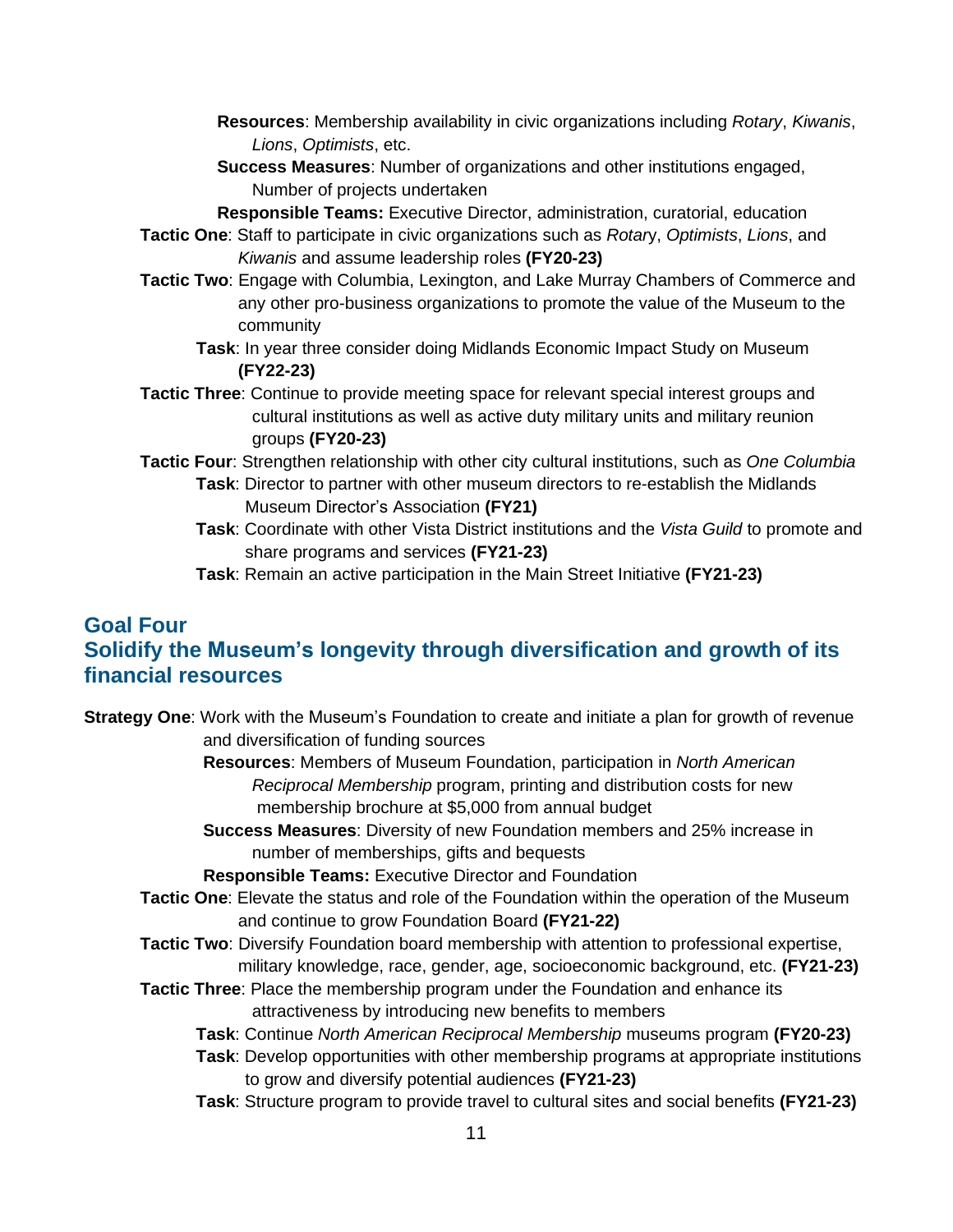**Resources**: Membership availability in civic organizations including *Rotary*, *Kiwanis*, *Lions*, *Optimists*, etc.

**Success Measures**: Number of organizations and other institutions engaged, Number of projects undertaken

**Responsible Teams:** Executive Director, administration, curatorial, education

**Tactic One**: Staff to participate in civic organizations such as *Rotar*y, *Optimists*, *Lions*, and *Kiwanis* and assume leadership roles **(FY20-23)**

**Tactic Two**: Engage with Columbia, Lexington, and Lake Murray Chambers of Commerce and any other pro-business organizations to promote the value of the Museum to the community

- **Task**: In year three consider doing Midlands Economic Impact Study on Museum **(FY22-23)**

**Tactic Three**: Continue to provide meeting space for relevant special interest groups and cultural institutions as well as active duty military units and military reunion groups **(FY20-23)**

**Tactic Four**: Strengthen relationship with other city cultural institutions, such as *One Columbia*

- **Task**: Director to partner with other museum directors to re-establish the Midlands Museum Director's Association **(FY21)**
- **Task**: Coordinate with other Vista District institutions and the *Vista Guild* to promote and share programs and services **(FY21-23)**
- **Task**: Remain an active participation in the Main Street Initiative **(FY21-23)**

## Goal Four
## Solidify the Museum's longevity through diversification and growth of its financial resources

**Strategy One**: Work with the Museum's Foundation to create and initiate a plan for growth of revenue and diversification of funding sources

**Resources**: Members of Museum Foundation, participation in *North American Reciprocal Membership* program, printing and distribution costs for new membership brochure at $5,000 from annual budget

**Success Measures**: Diversity of new Foundation members and 25% increase in number of memberships, gifts and bequests

**Responsible Teams:** Executive Director and Foundation

**Tactic One**: Elevate the status and role of the Foundation within the operation of the Museum and continue to grow Foundation Board **(FY21-22)**

**Tactic Two**: Diversify Foundation board membership with attention to professional expertise, military knowledge, race, gender, age, socioeconomic background, etc. **(FY21-23)**

**Tactic Three**: Place the membership program under the Foundation and enhance its attractiveness by introducing new benefits to members

- **Task**: Continue *North American Reciprocal Membership* museums program **(FY20-23)**
- **Task**: Develop opportunities with other membership programs at appropriate institutions to grow and diversify potential audiences **(FY21-23)**
- **Task**: Structure program to provide travel to cultural sites and social benefits **(FY21-23)**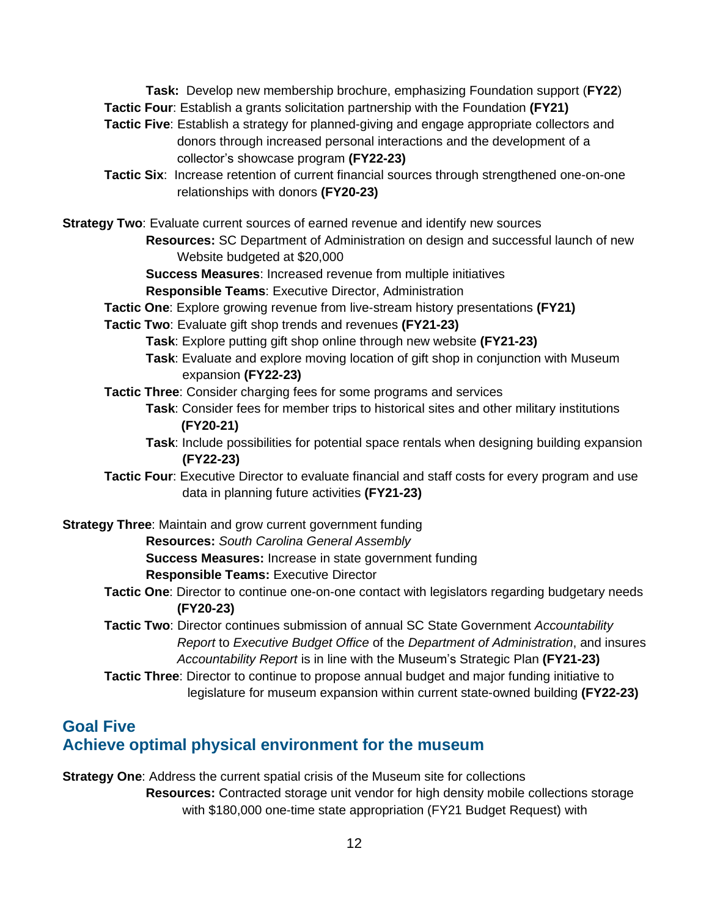**Task:** Develop new membership brochure, emphasizing Foundation support (**FY22**)

**Tactic Four**: Establish a grants solicitation partnership with the Foundation **(FY21)**

**Tactic Five**: Establish a strategy for planned-giving and engage appropriate collectors and donors through increased personal interactions and the development of a collector's showcase program **(FY22-23)**

**Tactic Six**: Increase retention of current financial sources through strengthened one-on-one relationships with donors **(FY20-23)**

**Strategy Two**: Evaluate current sources of earned revenue and identify new sources

**Resources:** SC Department of Administration on design and successful launch of new Website budgeted at $20,000

**Success Measures**: Increased revenue from multiple initiatives

**Responsible Teams**: Executive Director, Administration

**Tactic One**: Explore growing revenue from live-stream history presentations **(FY21)**

**Tactic Two**: Evaluate gift shop trends and revenues **(FY21-23)**

**Task**: Explore putting gift shop online through new website **(FY21-23)**

**Task**: Evaluate and explore moving location of gift shop in conjunction with Museum expansion **(FY22-23)**

**Tactic Three**: Consider charging fees for some programs and services

**Task**: Consider fees for member trips to historical sites and other military institutions **(FY20-21)**

**Task**: Include possibilities for potential space rentals when designing building expansion **(FY22-23)**

**Tactic Four**: Executive Director to evaluate financial and staff costs for every program and use data in planning future activities **(FY21-23)**

**Strategy Three**: Maintain and grow current government funding

**Resources:** *South Carolina General Assembly*

**Success Measures:** Increase in state government funding

**Responsible Teams:** Executive Director

**Tactic One**: Director to continue one-on-one contact with legislators regarding budgetary needs **(FY20-23)**

**Tactic Two**: Director continues submission of annual SC State Government *Accountability Report* to *Executive Budget Office* of the *Department of Administration*, and insures *Accountability Report* is in line with the Museum's Strategic Plan **(FY21-23)**

**Tactic Three**: Director to continue to propose annual budget and major funding initiative to legislature for museum expansion within current state-owned building **(FY22-23)**

## Goal Five
## Achieve optimal physical environment for the museum

**Strategy One**: Address the current spatial crisis of the Museum site for collections

**Resources:** Contracted storage unit vendor for high density mobile collections storage with $180,000 one-time state appropriation (FY21 Budget Request) with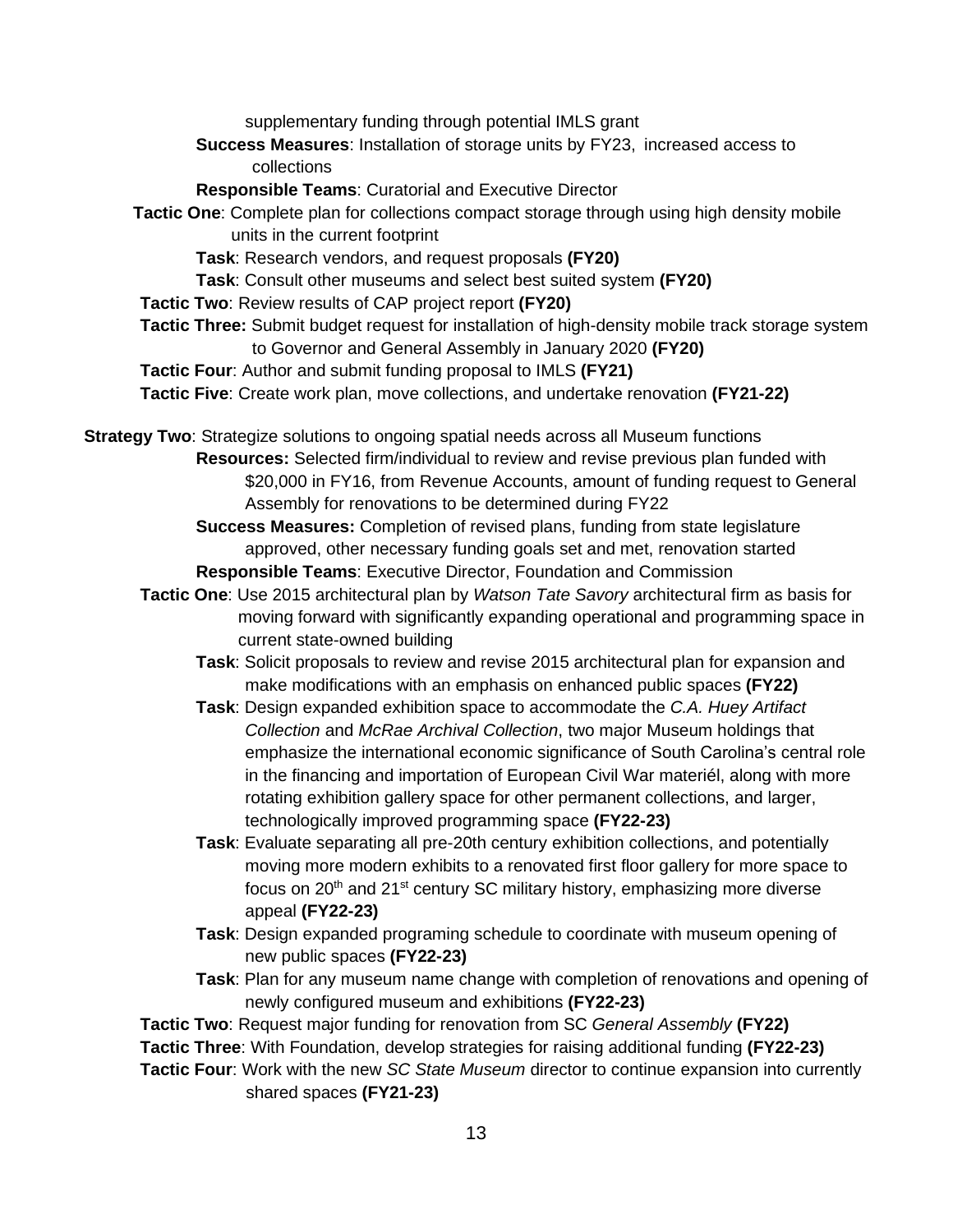supplementary funding through potential IMLS grant

**Success Measures**: Installation of storage units by FY23, increased access to collections

**Responsible Teams**: Curatorial and Executive Director

**Tactic One**: Complete plan for collections compact storage through using high density mobile units in the current footprint

- **Task**: Research vendors, and request proposals **(FY20)**
- **Task**: Consult other museums and select best suited system **(FY20)**

**Tactic Two**: Review results of CAP project report **(FY20)**

**Tactic Three:** Submit budget request for installation of high-density mobile track storage system to Governor and General Assembly in January 2020 **(FY20)**

**Tactic Four**: Author and submit funding proposal to IMLS **(FY21)**

**Tactic Five**: Create work plan, move collections, and undertake renovation **(FY21-22)**

**Strategy Two**: Strategize solutions to ongoing spatial needs across all Museum functions

**Resources:** Selected firm/individual to review and revise previous plan funded with $20,000 in FY16, from Revenue Accounts, amount of funding request to General Assembly for renovations to be determined during FY22

**Success Measures:** Completion of revised plans, funding from state legislature approved, other necessary funding goals set and met, renovation started

**Responsible Teams**: Executive Director, Foundation and Commission

**Tactic One**: Use 2015 architectural plan by *Watson Tate Savory* architectural firm as basis for moving forward with significantly expanding operational and programming space in current state-owned building

- **Task**: Solicit proposals to review and revise 2015 architectural plan for expansion and make modifications with an emphasis on enhanced public spaces **(FY22)**
- **Task**: Design expanded exhibition space to accommodate the *C.A. Huey Artifact Collection* and *McRae Archival Collection*, two major Museum holdings that emphasize the international economic significance of South Carolina's central role in the financing and importation of European Civil War materiél, along with more rotating exhibition gallery space for other permanent collections, and larger, technologically improved programming space **(FY22-23)**
- **Task**: Evaluate separating all pre-20th century exhibition collections, and potentially moving more modern exhibits to a renovated first floor gallery for more space to focus on 20th and 21st century SC military history, emphasizing more diverse appeal **(FY22-23)**
- **Task**: Design expanded programing schedule to coordinate with museum opening of new public spaces **(FY22-23)**
- **Task**: Plan for any museum name change with completion of renovations and opening of newly configured museum and exhibitions **(FY22-23)**

**Tactic Two**: Request major funding for renovation from SC *General Assembly* **(FY22)**

**Tactic Three**: With Foundation, develop strategies for raising additional funding **(FY22-23)**

**Tactic Four**: Work with the new *SC State Museum* director to continue expansion into currently shared spaces **(FY21-23)**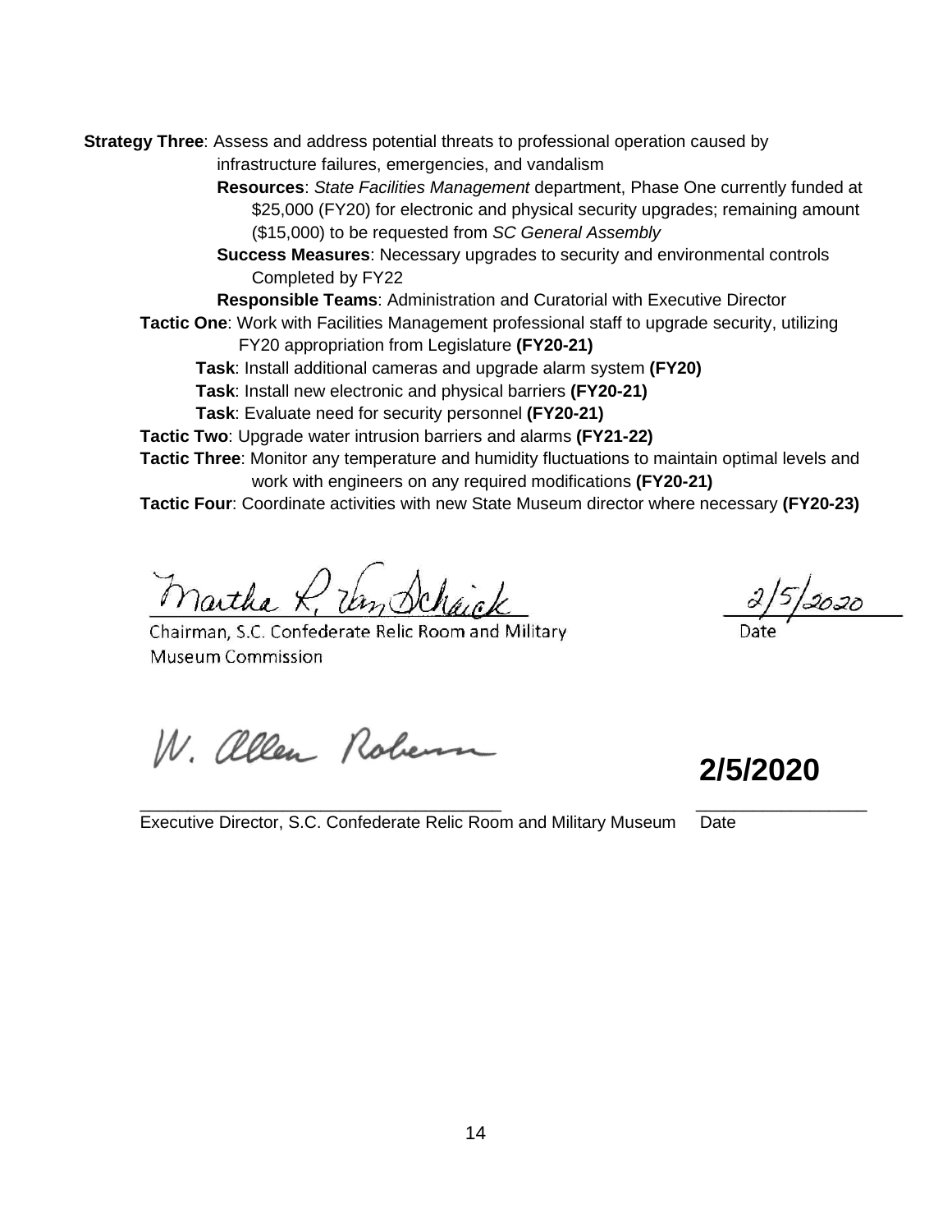**Strategy Three**: Assess and address potential threats to professional operation caused by infrastructure failures, emergencies, and vandalism

**Resources**: *State Facilities Management* department, Phase One currently funded at $25,000 (FY20) for electronic and physical security upgrades; remaining amount ($15,000) to be requested from *SC General Assembly*

**Success Measures**: Necessary upgrades to security and environmental controls Completed by FY22

**Responsible Teams**: Administration and Curatorial with Executive Director

**Tactic One**: Work with Facilities Management professional staff to upgrade security, utilizing FY20 appropriation from Legislature **(FY20-21)**

- **Task**: Install additional cameras and upgrade alarm system **(FY20)**
- **Task**: Install new electronic and physical barriers **(FY20-21)**
- **Task**: Evaluate need for security personnel **(FY20-21)**

**Tactic Two**: Upgrade water intrusion barriers and alarms **(FY21-22)**

**Tactic Three**: Monitor any temperature and humidity fluctuations to maintain optimal levels and work with engineers on any required modifications **(FY20-21)**

**Tactic Four**: Coordinate activities with new State Museum director where necessary **(FY20-23)**

Martha R. Van Schaick
Chairman, S.C. Confederate Relic Room and Military Museum Commission

2/5/2020
Date

W. Allen Roberson
Executive Director, S.C. Confederate Relic Room and Military Museum

**2/5/2020**
Date